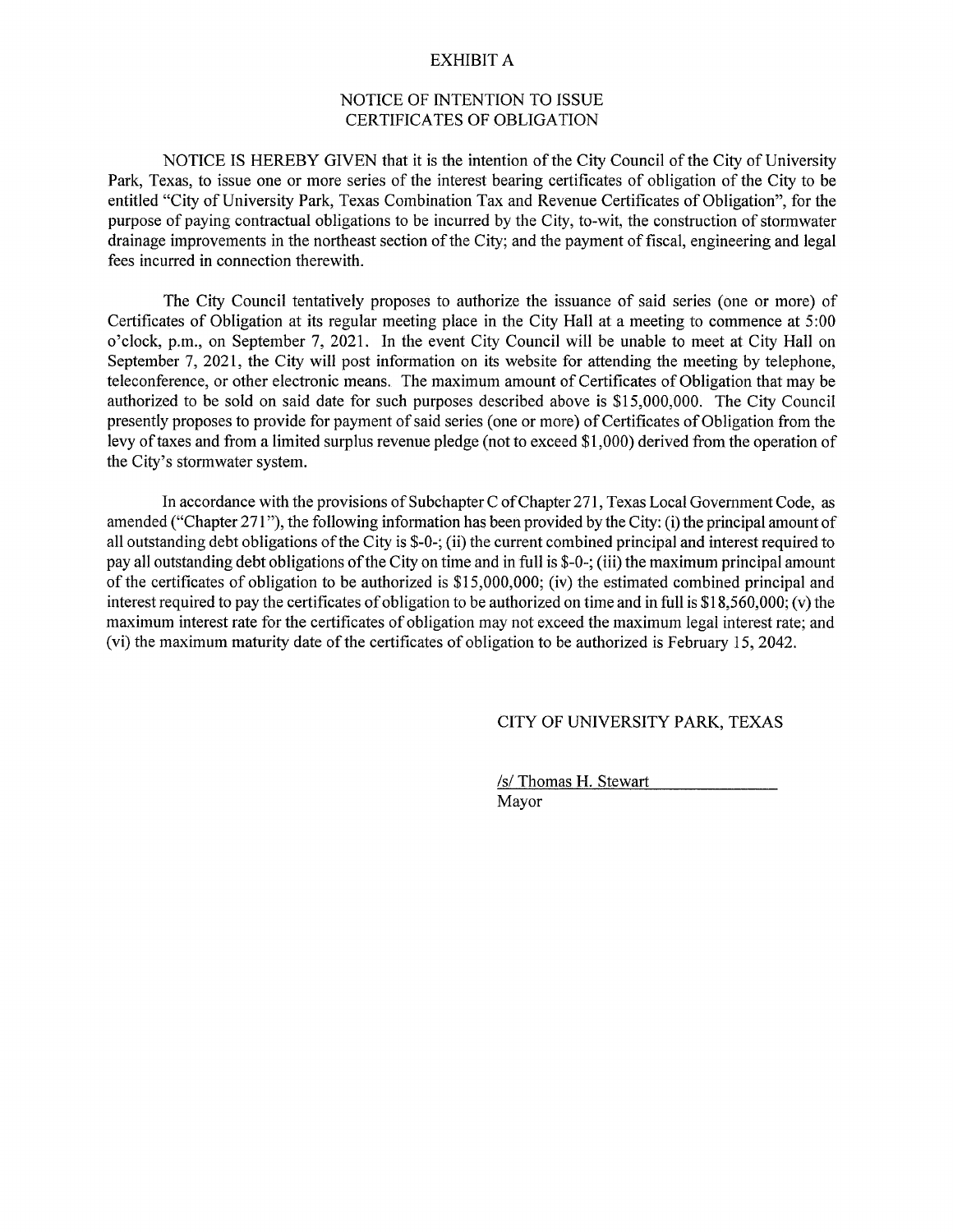# EXHIBIT A

## NOTICE OF INTENTION TO ISSUE CERTIFICATES OF OBLIGATION

NOTICE IS HEREBY GIVEN that it is the intention of the City Council of the City of University Park, Texas, to issue one or more series of the interest bearing certificates of obligation of the City to be entitled "City of University Park, Texas Combination Tax and Revenue Certificates of Obligation", for the purpose of paying contractual obligations to be incurred by the City, to-wit, the construction of stormwater drainage improvements in the northeast section of the City; and the payment of fiscal, engineering and legal fees incurred in connection therewith.

The City Council tentatively proposes to authorize the issuance of said series (one or more) of Certificates of Obligation at its regular meeting place in the City Hall at a meeting to commence at 5:00 o'clock, p.m., on September 7, 2021. In the event City Council will be unable to meet at City Hall on September 7, 2021, the City will post information on its website for attending the meeting by telephone, teleconference, or other electronic means. The maximum amount of Certificates of Obligation that may be authorized to be sold on said date for such purposes described above is $15,000,000. The City Council presently proposes to provide for payment of said series (one or more) of Certificates of Obligation from the levy of taxes and from a limited surplus revenue pledge (not to exceed $1,000) derived from the operation of the City's stormwater system.

In accordance with the provisions of Subchapter C of Chapter 271, Texas Local Government Code, as amended ("Chapter 271"), the following information has been provided by the City: (i) the principal amount of all outstanding debt obligations of the City is $-0-; (ii) the current combined principal and interest required to pay all outstanding debt obligations of the City on time and in full is $-0-; (iii) the maximum principal amount of the certificates of obligation to be authorized is $15,000,000; (iv) the estimated combined principal and interest required to pay the certificates of obligation to be authorized on time and in full is $18,560,000; (v) the maximum interest rate for the certificates of obligation may not exceed the maximum legal interest rate; and (vi) the maximum maturity date of the certificates of obligation to be authorized is February 15, 2042.

CITY OF UNIVERSITY PARK, TEXAS

/s/ Thomas H. Stewart
Mayor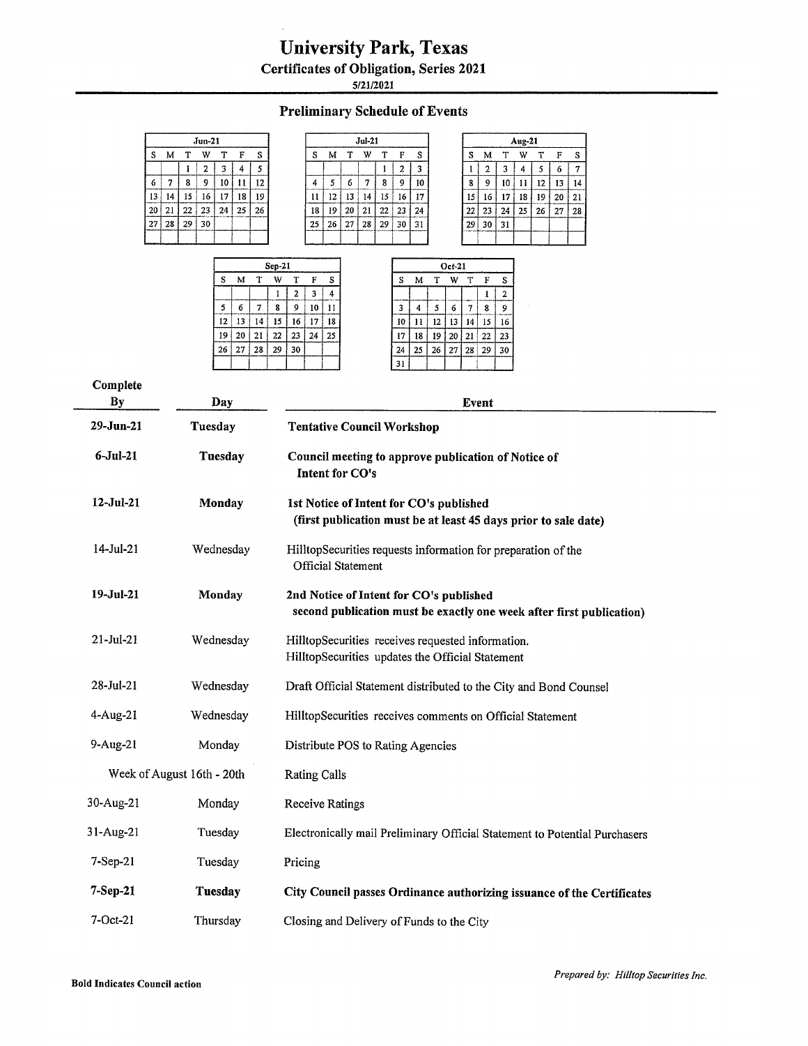# University Park, Texas

## Certificates of Obligation, Series 2021

5/21/2021

### Preliminary Schedule of Events

**Jun-21**

| S | M | T | W | T | F | S |
|---|---|---|---|---|---|---|
| | | 1 | 2 | 3 | 4 | 5 |
| 6 | 7 | 8 | 9 | 10 | 11 | 12 |
| 13 | 14 | 15 | 16 | 17 | 18 | 19 |
| 20 | 21 | 22 | 23 | 24 | 25 | 26 |
| 27 | 28 | 29 | 30 | | | |

**Jul-21**

| S | M | T | W | T | F | S |
|---|---|---|---|---|---|---|
| | | | | 1 | 2 | 3 |
| 4 | 5 | 6 | 7 | 8 | 9 | 10 |
| 11 | 12 | 13 | 14 | 15 | 16 | 17 |
| 18 | 19 | 20 | 21 | 22 | 23 | 24 |
| 25 | 26 | 27 | 28 | 29 | 30 | 31 |

**Aug-21**

| S | M | T | W | T | F | S |
|---|---|---|---|---|---|---|
| 1 | 2 | 3 | 4 | 5 | 6 | 7 |
| 8 | 9 | 10 | 11 | 12 | 13 | 14 |
| 15 | 16 | 17 | 18 | 19 | 20 | 21 |
| 22 | 23 | 24 | 25 | 26 | 27 | 28 |
| 29 | 30 | 31 | | | | |

**Sep-21**

| S | M | T | W | T | F | S |
|---|---|---|---|---|---|---|
| | | | 1 | 2 | 3 | 4 |
| 5 | 6 | 7 | 8 | 9 | 10 | 11 |
| 12 | 13 | 14 | 15 | 16 | 17 | 18 |
| 19 | 20 | 21 | 22 | 23 | 24 | 25 |
| 26 | 27 | 28 | 29 | 30 | | |

**Oct-21**

| S | M | T | W | T | F | S |
|---|---|---|---|---|---|---|
| | | | | | 1 | 2 |
| 3 | 4 | 5 | 6 | 7 | 8 | 9 |
| 10 | 11 | 12 | 13 | 14 | 15 | 16 |
| 17 | 18 | 19 | 20 | 21 | 22 | 23 |
| 24 | 25 | 26 | 27 | 28 | 29 | 30 |
| 31 | | | | | | |

| Complete By | Day | Event |
|---|---|---|
| **29-Jun-21** | **Tuesday** | **Tentative Council Workshop** |
| **6-Jul-21** | **Tuesday** | **Council meeting to approve publication of Notice of Intent for CO's** |
| **12-Jul-21** | **Monday** | **1st Notice of Intent for CO's published (first publication must be at least 45 days prior to sale date)** |
| 14-Jul-21 | Wednesday | HilltopSecurities requests information for preparation of the Official Statement |
| **19-Jul-21** | **Monday** | **2nd Notice of Intent for CO's published second publication must be exactly one week after first publication)** |
| 21-Jul-21 | Wednesday | HilltopSecurities receives requested information. HilltopSecurities updates the Official Statement |
| 28-Jul-21 | Wednesday | Draft Official Statement distributed to the City and Bond Counsel |
| 4-Aug-21 | Wednesday | HilltopSecurities receives comments on Official Statement |
| 9-Aug-21 | Monday | Distribute POS to Rating Agencies |
| Week of August 16th - 20th | | Rating Calls |
| 30-Aug-21 | Monday | Receive Ratings |
| 31-Aug-21 | Tuesday | Electronically mail Preliminary Official Statement to Potential Purchasers |
| 7-Sep-21 | Tuesday | Pricing |
| **7-Sep-21** | **Tuesday** | **City Council passes Ordinance authorizing issuance of the Certificates** |
| 7-Oct-21 | Thursday | Closing and Delivery of Funds to the City |

**Bold Indicates Council action**

*Prepared by: Hilltop Securities Inc.*